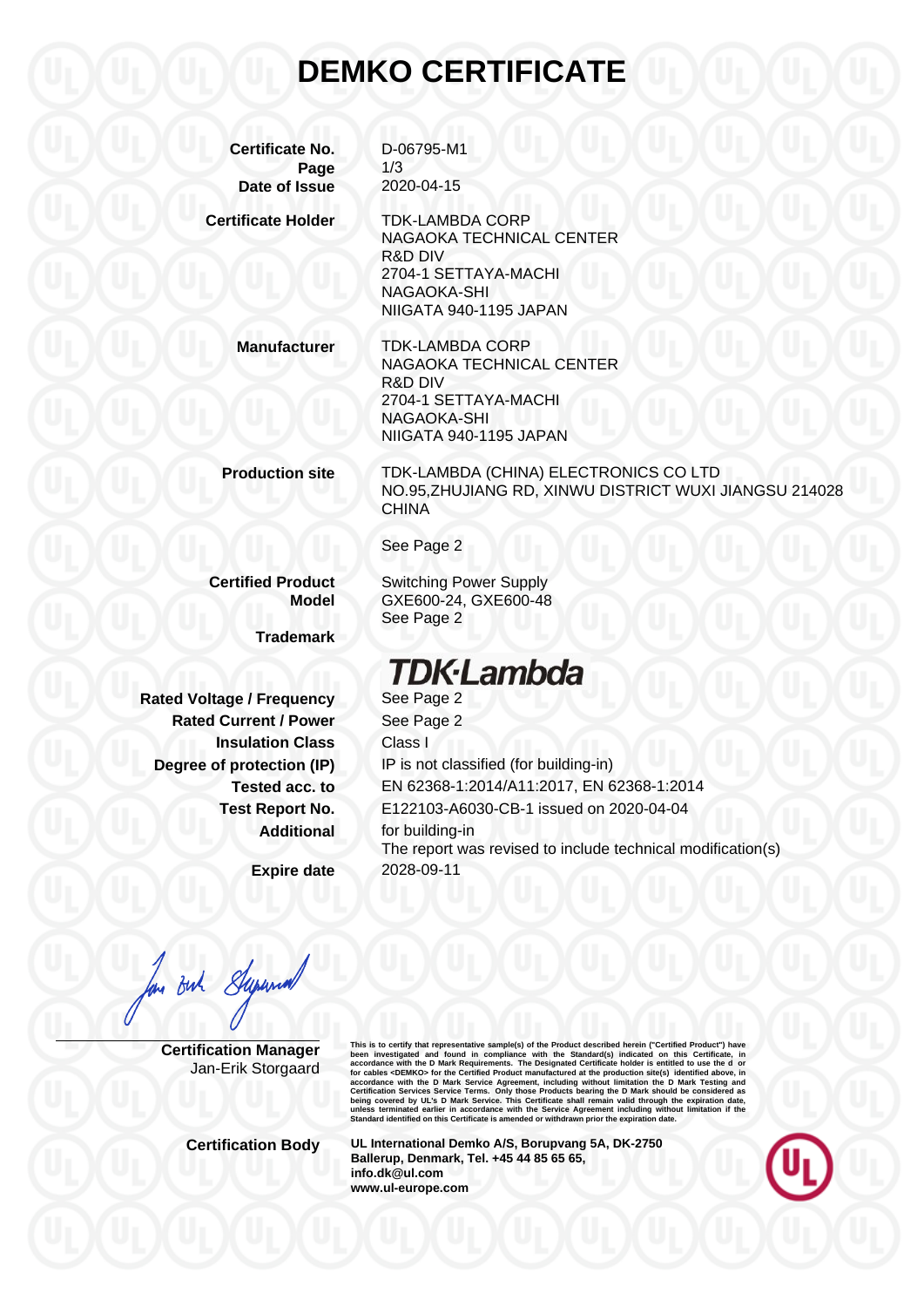# DEMKO CERTIFICATE

| | |
|---|---|
| **Certificate No.** | D-06795-M1 |
| **Page** | 1/3 |
| **Date of Issue** | 2020-04-15 |
| **Certificate Holder** | TDK-LAMBDA CORP<br>NAGAOKA TECHNICAL CENTER<br>R&D DIV<br>2704-1 SETTAYA-MACHI<br>NAGAOKA-SHI<br>NIIGATA 940-1195 JAPAN |
| **Manufacturer** | TDK-LAMBDA CORP<br>NAGAOKA TECHNICAL CENTER<br>R&D DIV<br>2704-1 SETTAYA-MACHI<br>NAGAOKA-SHI<br>NIIGATA 940-1195 JAPAN |
| **Production site** | TDK-LAMBDA (CHINA) ELECTRONICS CO LTD<br>NO.95,ZHUJIANG RD, XINWU DISTRICT WUXI JIANGSU 214028 CHINA<br><br>See Page 2 |
| **Certified Product** | Switching Power Supply |
| **Model** | GXE600-24, GXE600-48<br>See Page 2 |
| **Trademark** | TDK·Lambda |
| **Rated Voltage / Frequency** | See Page 2 |
| **Rated Current / Power** | See Page 2 |
| **Insulation Class** | Class I |
| **Degree of protection (IP)** | IP is not classified (for building-in) |
| **Tested acc. to** | EN 62368-1:2014/A11:2017, EN 62368-1:2014 |
| **Test Report No.** | E122103-A6030-CB-1 issued on 2020-04-04 |
| **Additional** | for building-in<br>The report was revised to include technical modification(s) |
| **Expire date** | 2028-09-11 |

**Certification Manager**
Jan-Erik Storgaard

This is to certify that representative sample(s) of the Product described herein ("Certified Product") have been investigated and found in compliance with the Standard(s) indicated on this Certificate, in accordance with the D Mark Requirements. The Designated Certificate holder is entitled to use the d or for cables <DEMKO> for the Certified Product manufactured at the production site(s) identified above, in accordance with the D Mark Service Agreement, including without limitation the D Mark Testing and Certification Services Service Terms. Only those Products bearing the D Mark should be considered as being covered by UL's D Mark Service. This Certificate shall remain valid through the expiration date, unless terminated earlier in accordance with the Service Agreement including without limitation if the Standard identified on this Certificate is amended or withdrawn prior the expiration date.

**Certification Body**

**UL International Demko A/S, Borupvang 5A, DK-2750 Ballerup, Denmark, Tel. +45 44 85 65 65, info.dk@ul.com www.ul-europe.com**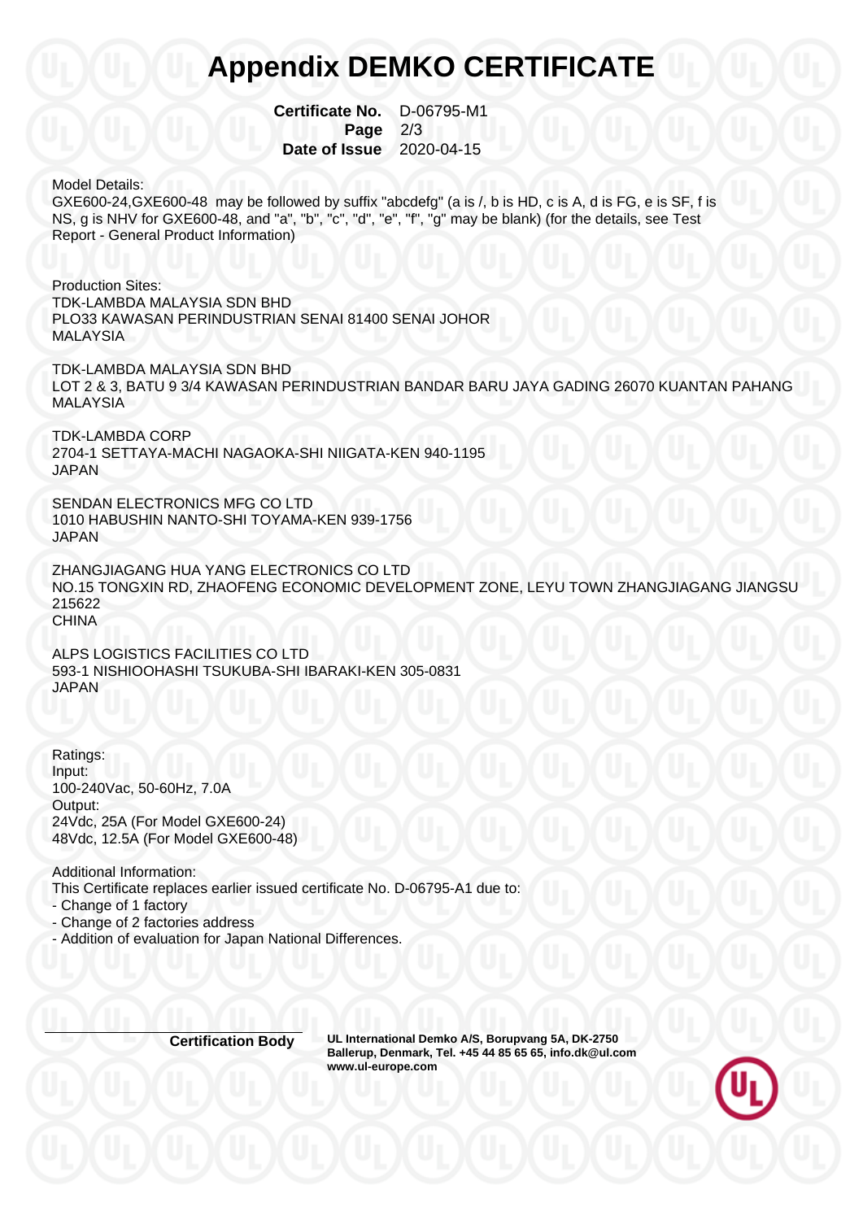# Appendix DEMKO CERTIFICATE

**Certificate No.** D-06795-M1
**Page** 2/3
**Date of Issue** 2020-04-15

Model Details:
GXE600-24,GXE600-48 may be followed by suffix "abcdefg" (a is /, b is HD, c is A, d is FG, e is SF, f is NS, g is NHV for GXE600-48, and "a", "b", "c", "d", "e", "f", "g" may be blank) (for the details, see Test Report - General Product Information)

Production Sites:
TDK-LAMBDA MALAYSIA SDN BHD
PLO33 KAWASAN PERINDUSTRIAN SENAI 81400 SENAI JOHOR
MALAYSIA

TDK-LAMBDA MALAYSIA SDN BHD
LOT 2 & 3, BATU 9 3/4 KAWASAN PERINDUSTRIAN BANDAR BARU JAYA GADING 26070 KUANTAN PAHANG
MALAYSIA

TDK-LAMBDA CORP
2704-1 SETTAYA-MACHI NAGAOKA-SHI NIIGATA-KEN 940-1195
JAPAN

SENDAN ELECTRONICS MFG CO LTD
1010 HABUSHIN NANTO-SHI TOYAMA-KEN 939-1756
JAPAN

ZHANGJIAGANG HUA YANG ELECTRONICS CO LTD
NO.15 TONGXIN RD, ZHAOFENG ECONOMIC DEVELOPMENT ZONE, LEYU TOWN ZHANGJIAGANG JIANGSU 215622
CHINA

ALPS LOGISTICS FACILITIES CO LTD
593-1 NISHIOOHASHI TSUKUBA-SHI IBARAKI-KEN 305-0831
JAPAN

Ratings:
Input:
100-240Vac, 50-60Hz, 7.0A
Output:
24Vdc, 25A (For Model GXE600-24)
48Vdc, 12.5A (For Model GXE600-48)

Additional Information:
This Certificate replaces earlier issued certificate No. D-06795-A1 due to:
- Change of 1 factory
- Change of 2 factories address
- Addition of evaluation for Japan National Differences.

**Certification Body** **UL International Demko A/S, Borupvang 5A, DK-2750 Ballerup, Denmark, Tel. +45 44 85 65 65, info.dk@ul.com www.ul-europe.com**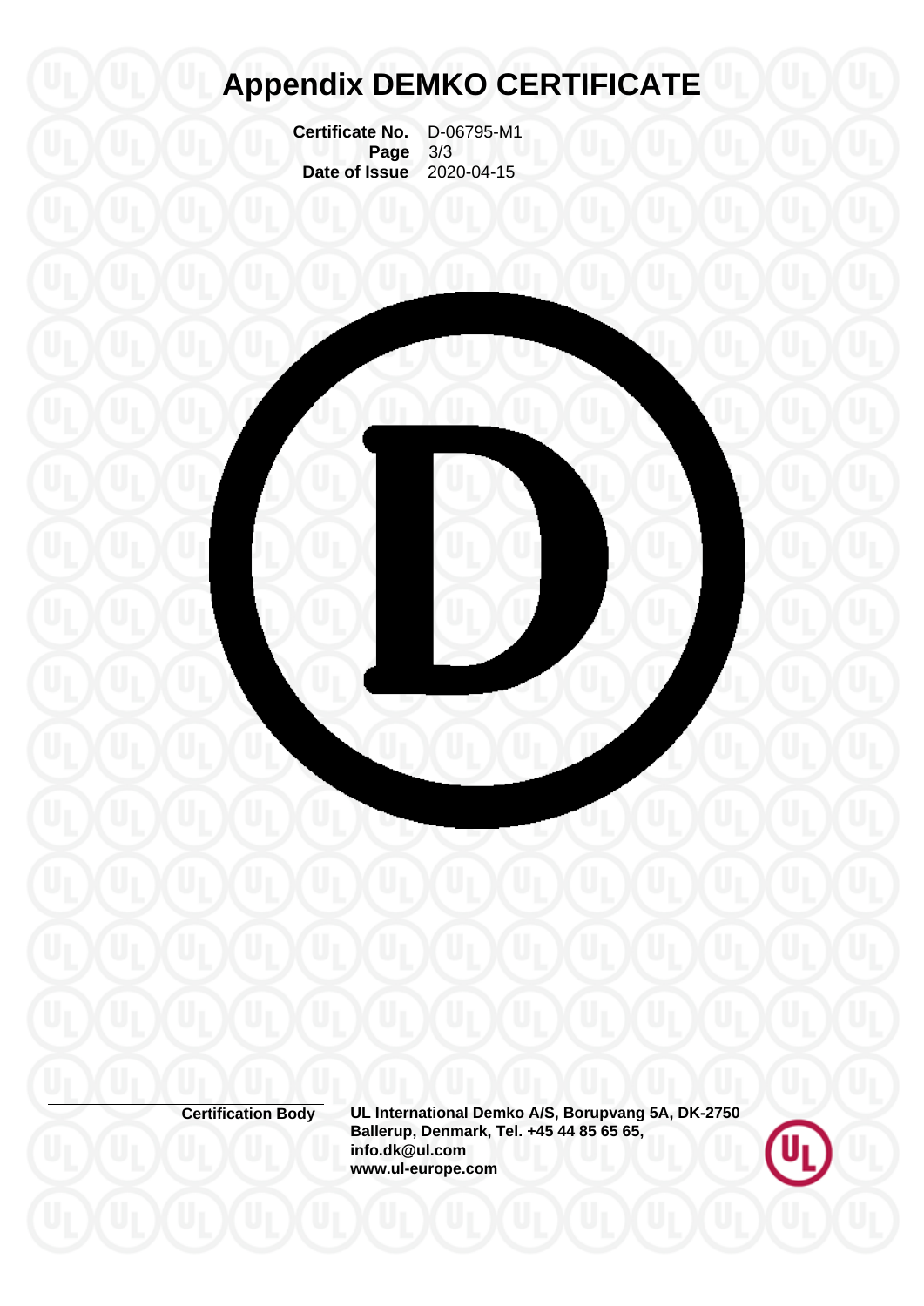# Appendix DEMKO CERTIFICATE

**Certificate No.** D-06795-M1
**Page** 3/3
**Date of Issue** 2020-04-15

**Certification Body** **UL International Demko A/S, Borupvang 5A, DK-2750 Ballerup, Denmark, Tel. +45 44 85 65 65, info.dk@ul.com www.ul-europe.com**